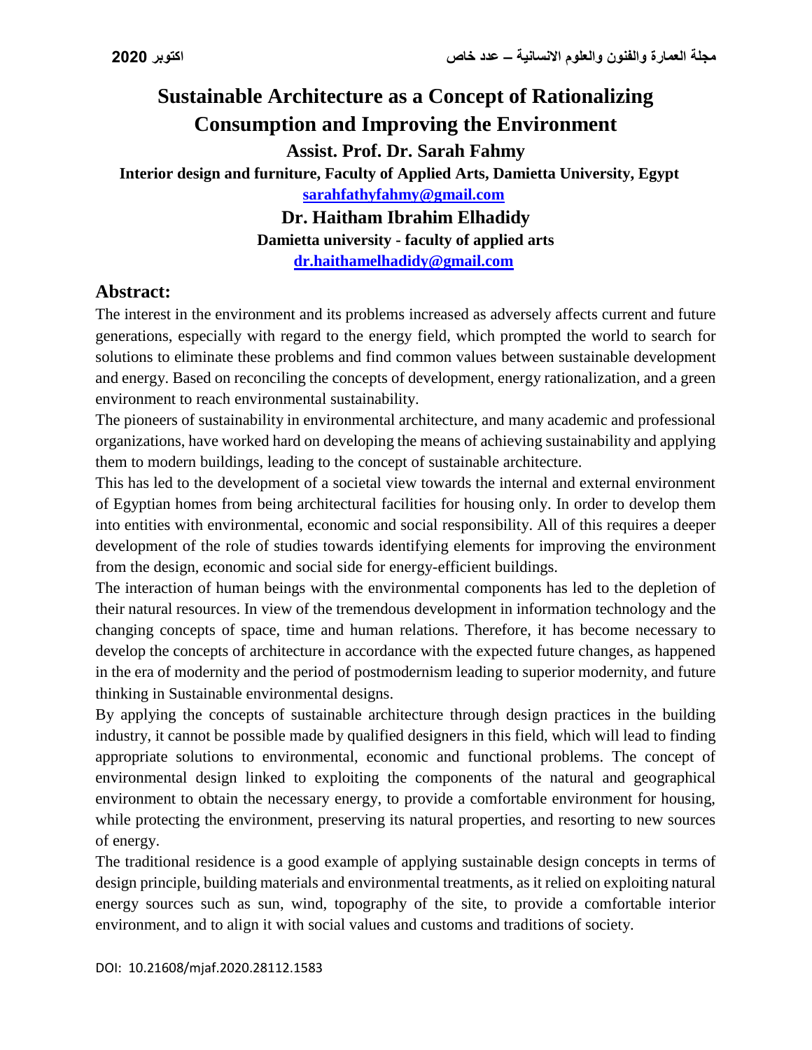# Sustainable Architecture as a Concept of Rationalizing Consumption and Improving the Environment

**Assist. Prof. Dr. Sarah Fahmy**

**Interior design and furniture, Faculty of Applied Arts, Damietta University, Egypt**

**sarahfathyfahmy@gmail.com**

**Dr. Haitham Ibrahim Elhadidy**

**Damietta university - faculty of applied arts**

**dr.haithamelhadidy@gmail.com**

## Abstract:

The interest in the environment and its problems increased as adversely affects current and future generations, especially with regard to the energy field, which prompted the world to search for solutions to eliminate these problems and find common values between sustainable development and energy. Based on reconciling the concepts of development, energy rationalization, and a green environment to reach environmental sustainability.

The pioneers of sustainability in environmental architecture, and many academic and professional organizations, have worked hard on developing the means of achieving sustainability and applying them to modern buildings, leading to the concept of sustainable architecture.

This has led to the development of a societal view towards the internal and external environment of Egyptian homes from being architectural facilities for housing only. In order to develop them into entities with environmental, economic and social responsibility. All of this requires a deeper development of the role of studies towards identifying elements for improving the environment from the design, economic and social side for energy-efficient buildings.

The interaction of human beings with the environmental components has led to the depletion of their natural resources. In view of the tremendous development in information technology and the changing concepts of space, time and human relations. Therefore, it has become necessary to develop the concepts of architecture in accordance with the expected future changes, as happened in the era of modernity and the period of postmodernism leading to superior modernity, and future thinking in Sustainable environmental designs.

By applying the concepts of sustainable architecture through design practices in the building industry, it cannot be possible made by qualified designers in this field, which will lead to finding appropriate solutions to environmental, economic and functional problems. The concept of environmental design linked to exploiting the components of the natural and geographical environment to obtain the necessary energy, to provide a comfortable environment for housing, while protecting the environment, preserving its natural properties, and resorting to new sources of energy.

The traditional residence is a good example of applying sustainable design concepts in terms of design principle, building materials and environmental treatments, as it relied on exploiting natural energy sources such as sun, wind, topography of the site, to provide a comfortable interior environment, and to align it with social values and customs and traditions of society.

DOI: 10.21608/mjaf.2020.28112.1583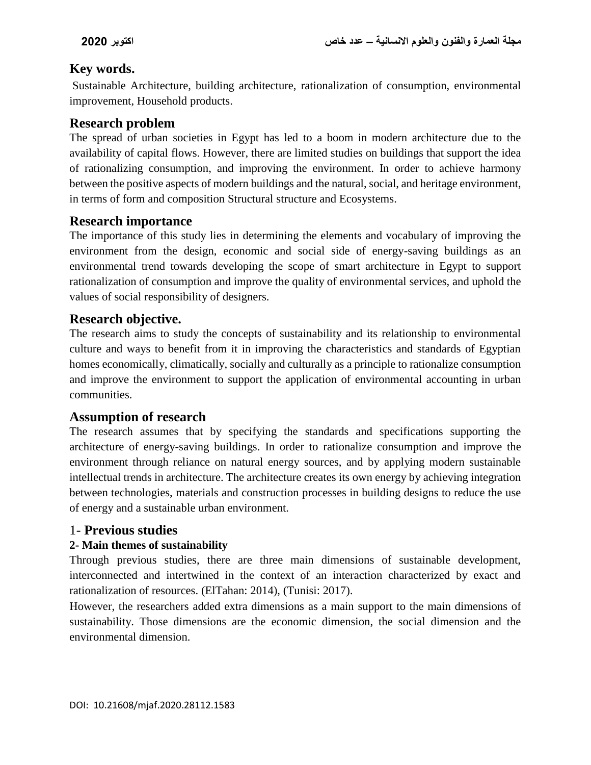## Key words.

Sustainable Architecture, building architecture, rationalization of consumption, environmental improvement, Household products.

## Research problem

The spread of urban societies in Egypt has led to a boom in modern architecture due to the availability of capital flows. However, there are limited studies on buildings that support the idea of rationalizing consumption, and improving the environment. In order to achieve harmony between the positive aspects of modern buildings and the natural, social, and heritage environment, in terms of form and composition Structural structure and Ecosystems.

## Research importance

The importance of this study lies in determining the elements and vocabulary of improving the environment from the design, economic and social side of energy-saving buildings as an environmental trend towards developing the scope of smart architecture in Egypt to support rationalization of consumption and improve the quality of environmental services, and uphold the values of social responsibility of designers.

## Research objective.

The research aims to study the concepts of sustainability and its relationship to environmental culture and ways to benefit from it in improving the characteristics and standards of Egyptian homes economically, climatically, socially and culturally as a principle to rationalize consumption and improve the environment to support the application of environmental accounting in urban communities.

## Assumption of research

The research assumes that by specifying the standards and specifications supporting the architecture of energy-saving buildings. In order to rationalize consumption and improve the environment through reliance on natural energy sources, and by applying modern sustainable intellectual trends in architecture. The architecture creates its own energy by achieving integration between technologies, materials and construction processes in building designs to reduce the use of energy and a sustainable urban environment.

## 1- **Previous studies**

### 2- Main themes of sustainability

Through previous studies, there are three main dimensions of sustainable development, interconnected and intertwined in the context of an interaction characterized by exact and rationalization of resources. (ElTahan: 2014), (Tunisi: 2017).

However, the researchers added extra dimensions as a main support to the main dimensions of sustainability. Those dimensions are the economic dimension, the social dimension and the environmental dimension.

DOI: 10.21608/mjaf.2020.28112.1583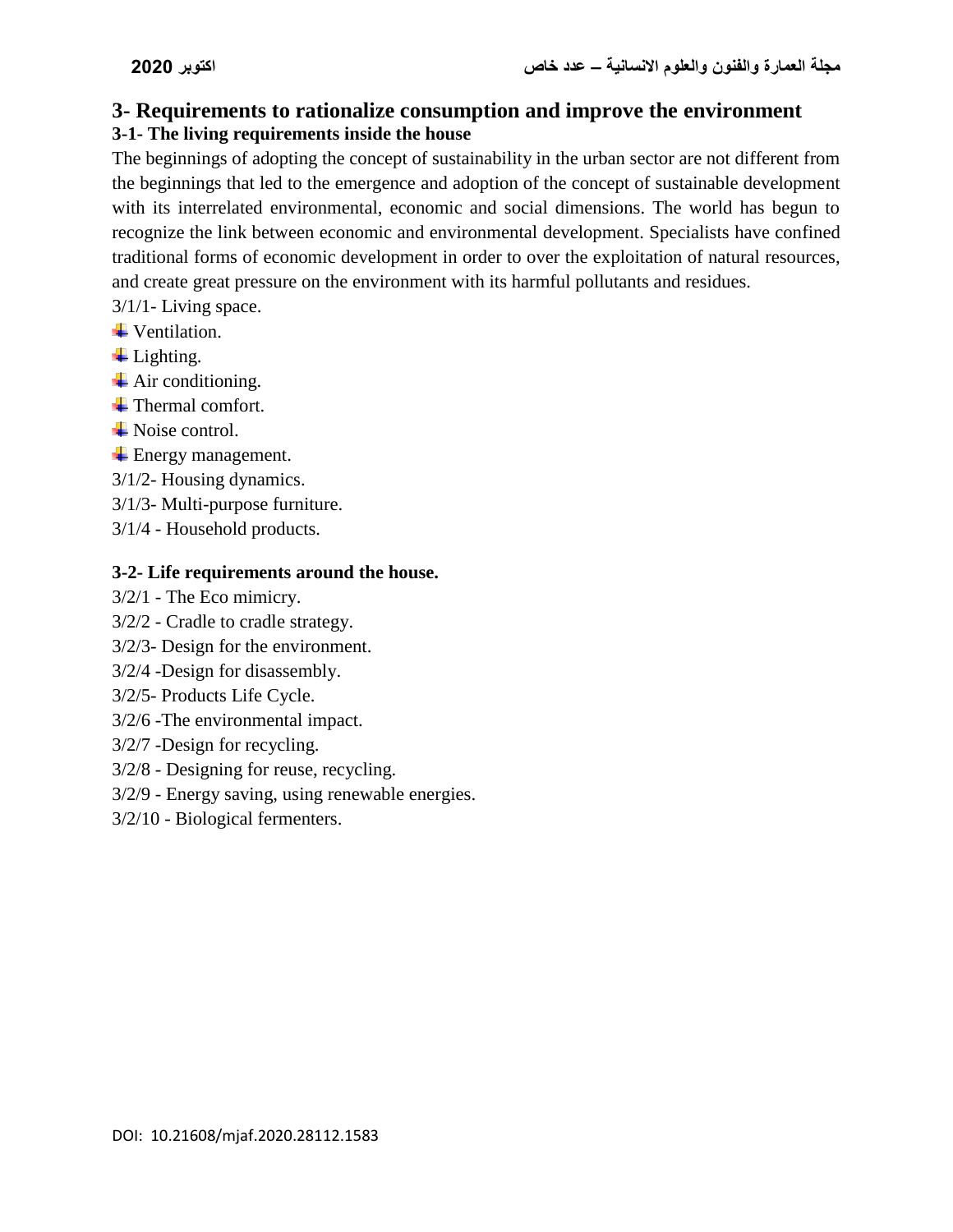## 3- Requirements to rationalize consumption and improve the environment

### 3-1- The living requirements inside the house

The beginnings of adopting the concept of sustainability in the urban sector are not different from the beginnings that led to the emergence and adoption of the concept of sustainable development with its interrelated environmental, economic and social dimensions. The world has begun to recognize the link between economic and environmental development. Specialists have confined traditional forms of economic development in order to over the exploitation of natural resources, and create great pressure on the environment with its harmful pollutants and residues.

3/1/1- Living space.

- Ventilation.
- Lighting.
- Air conditioning.
- Thermal comfort.
- Noise control.
- Energy management.

3/1/2- Housing dynamics.

3/1/3- Multi-purpose furniture.

3/1/4 - Household products.

### 3-2- Life requirements around the house.

3/2/1 - The Eco mimicry.

3/2/2 - Cradle to cradle strategy.

3/2/3- Design for the environment.

3/2/4 -Design for disassembly.

3/2/5- Products Life Cycle.

3/2/6 -The environmental impact.

3/2/7 -Design for recycling.

3/2/8 - Designing for reuse, recycling.

3/2/9 - Energy saving, using renewable energies.

3/2/10 - Biological fermenters.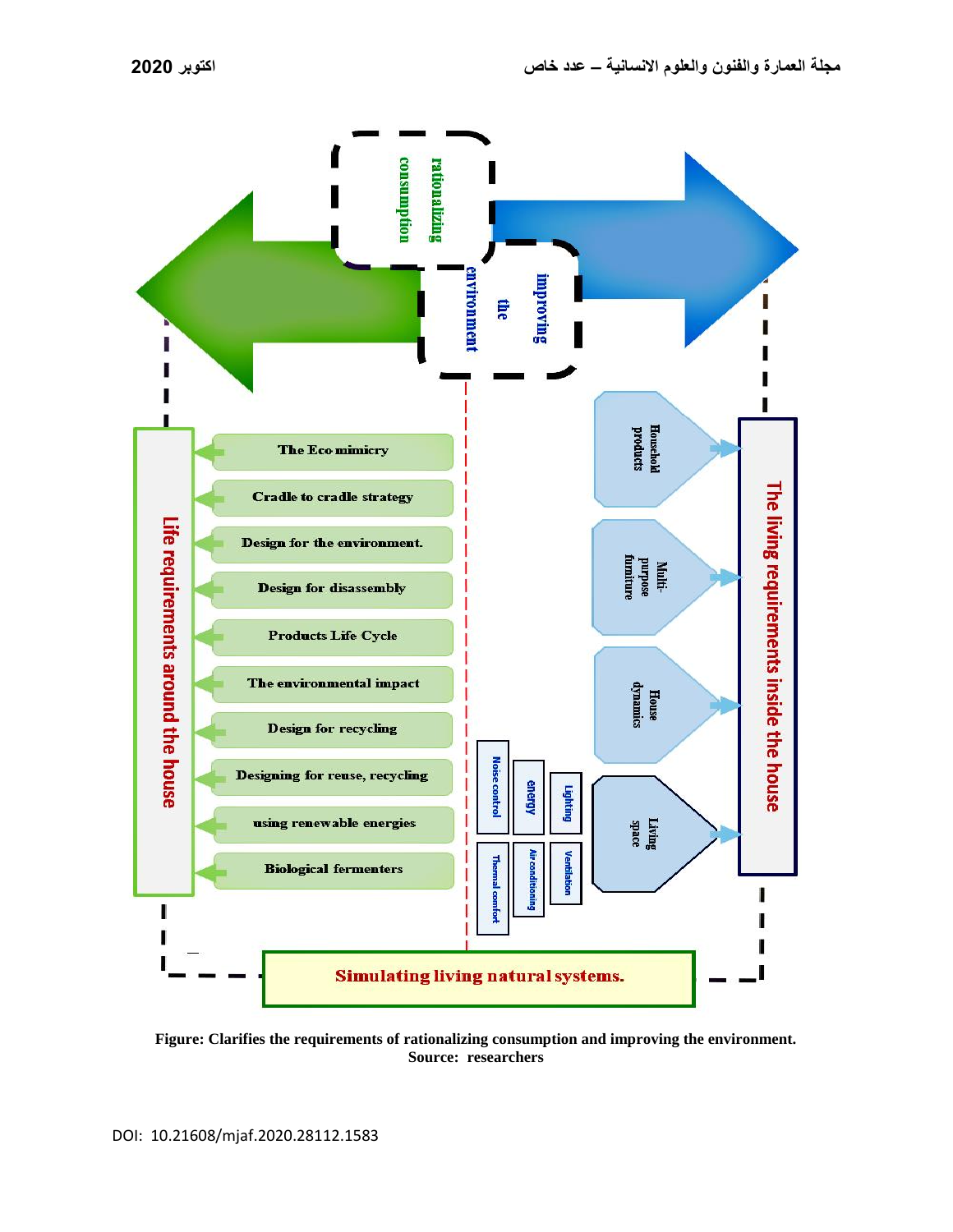rationalizing consumption

improving the environment

Life requirements around the house

- The Eco mimicry
- Cradle to cradle strategy
- Design for the environment.
- Design for disassembly
- Products Life Cycle
- The environmental impact
- Design for recycling
- Designing for reuse, recycling
- using renewable energies
- Biological fermenters

The living requirements inside the house

- Household products
- Multi-purpose furniture
- House dynamics
- Living space
  - Lighting
  - Ventilation
  - energy
  - Air conditioning
  - Noise control
  - Thermal comfort

Simulating living natural systems.

**Figure: Clarifies the requirements of rationalizing consumption and improving the environment.**
**Source: researchers**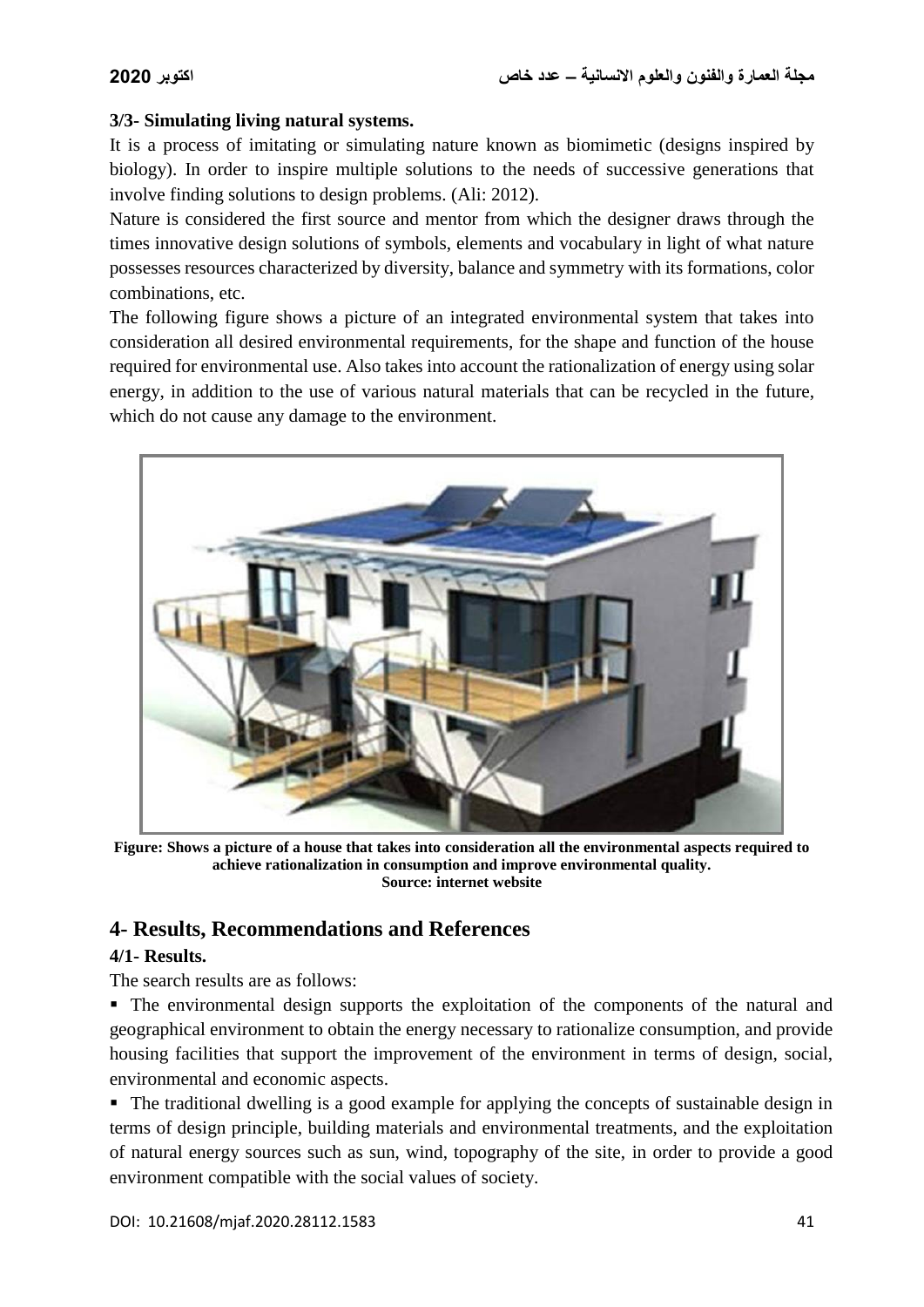### 3/3- Simulating living natural systems.

It is a process of imitating or simulating nature known as biomimetic (designs inspired by biology). In order to inspire multiple solutions to the needs of successive generations that involve finding solutions to design problems. (Ali: 2012).

Nature is considered the first source and mentor from which the designer draws through the times innovative design solutions of symbols, elements and vocabulary in light of what nature possesses resources characterized by diversity, balance and symmetry with its formations, color combinations, etc.

The following figure shows a picture of an integrated environmental system that takes into consideration all desired environmental requirements, for the shape and function of the house required for environmental use. Also takes into account the rationalization of energy using solar energy, in addition to the use of various natural materials that can be recycled in the future, which do not cause any damage to the environment.

**Figure: Shows a picture of a house that takes into consideration all the environmental aspects required to achieve rationalization in consumption and improve environmental quality.**
**Source: internet website**

## 4- Results, Recommendations and References

### 4/1- Results.

The search results are as follows:

- The environmental design supports the exploitation of the components of the natural and geographical environment to obtain the energy necessary to rationalize consumption, and provide housing facilities that support the improvement of the environment in terms of design, social, environmental and economic aspects.
- The traditional dwelling is a good example for applying the concepts of sustainable design in terms of design principle, building materials and environmental treatments, and the exploitation of natural energy sources such as sun, wind, topography of the site, in order to provide a good environment compatible with the social values of society.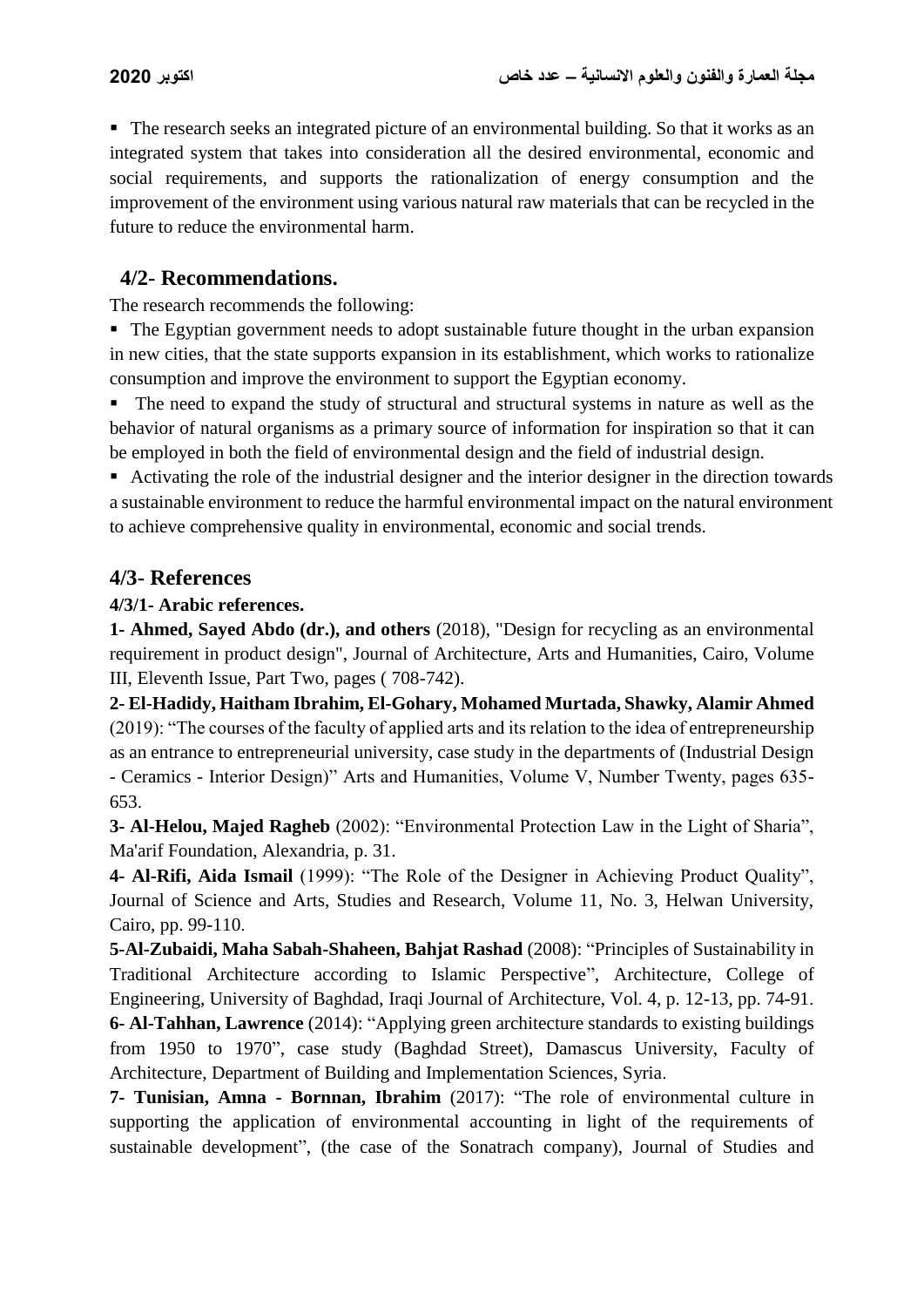- The research seeks an integrated picture of an environmental building. So that it works as an integrated system that takes into consideration all the desired environmental, economic and social requirements, and supports the rationalization of energy consumption and the improvement of the environment using various natural raw materials that can be recycled in the future to reduce the environmental harm.

## 4/2- Recommendations.

The research recommends the following:

- The Egyptian government needs to adopt sustainable future thought in the urban expansion in new cities, that the state supports expansion in its establishment, which works to rationalize consumption and improve the environment to support the Egyptian economy.
- The need to expand the study of structural and structural systems in nature as well as the behavior of natural organisms as a primary source of information for inspiration so that it can be employed in both the field of environmental design and the field of industrial design.
- Activating the role of the industrial designer and the interior designer in the direction towards a sustainable environment to reduce the harmful environmental impact on the natural environment to achieve comprehensive quality in environmental, economic and social trends.

## 4/3- References

### 4/3/1- Arabic references.

**1- Ahmed, Sayed Abdo (dr.), and others** (2018), "Design for recycling as an environmental requirement in product design", Journal of Architecture, Arts and Humanities, Cairo, Volume III, Eleventh Issue, Part Two, pages ( 708-742).

**2- El-Hadidy, Haitham Ibrahim, El-Gohary, Mohamed Murtada, Shawky, Alamir Ahmed** (2019): "The courses of the faculty of applied arts and its relation to the idea of entrepreneurship as an entrance to entrepreneurial university, case study in the departments of (Industrial Design - Ceramics - Interior Design)" Arts and Humanities, Volume V, Number Twenty, pages 635-653.

**3- Al-Helou, Majed Ragheb** (2002): "Environmental Protection Law in the Light of Sharia", Ma'arif Foundation, Alexandria, p. 31.

**4- Al-Rifi, Aida Ismail** (1999): "The Role of the Designer in Achieving Product Quality", Journal of Science and Arts, Studies and Research, Volume 11, No. 3, Helwan University, Cairo, pp. 99-110.

**5-Al-Zubaidi, Maha Sabah-Shaheen, Bahjat Rashad** (2008): "Principles of Sustainability in Traditional Architecture according to Islamic Perspective", Architecture, College of Engineering, University of Baghdad, Iraqi Journal of Architecture, Vol. 4, p. 12-13, pp. 74-91.

**6- Al-Tahhan, Lawrence** (2014): "Applying green architecture standards to existing buildings from 1950 to 1970", case study (Baghdad Street), Damascus University, Faculty of Architecture, Department of Building and Implementation Sciences, Syria.

**7- Tunisian, Amna - Bornnan, Ibrahim** (2017): "The role of environmental culture in supporting the application of environmental accounting in light of the requirements of sustainable development", (the case of the Sonatrach company), Journal of Studies and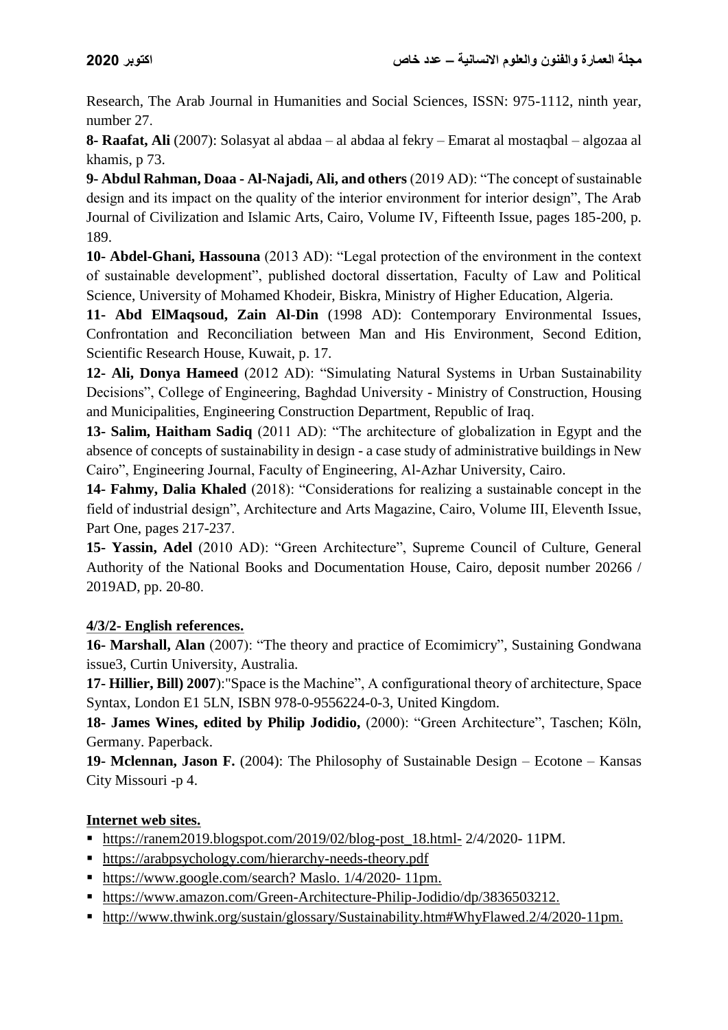Research, The Arab Journal in Humanities and Social Sciences, ISSN: 975-1112, ninth year, number 27.

**8- Raafat, Ali** (2007): Solasyat al abdaa – al abdaa al fekry – Emarat al mostaqbal – algozaa al khamis, p 73.

**9- Abdul Rahman, Doaa - Al-Najadi, Ali, and others** (2019 AD): "The concept of sustainable design and its impact on the quality of the interior environment for interior design", The Arab Journal of Civilization and Islamic Arts, Cairo, Volume IV, Fifteenth Issue, pages 185-200, p. 189.

**10- Abdel-Ghani, Hassouna** (2013 AD): "Legal protection of the environment in the context of sustainable development", published doctoral dissertation, Faculty of Law and Political Science, University of Mohamed Khodeir, Biskra, Ministry of Higher Education, Algeria.

**11- Abd ElMaqsoud, Zain Al-Din** (1998 AD): Contemporary Environmental Issues, Confrontation and Reconciliation between Man and His Environment, Second Edition, Scientific Research House, Kuwait, p. 17.

**12- Ali, Donya Hameed** (2012 AD): "Simulating Natural Systems in Urban Sustainability Decisions", College of Engineering, Baghdad University - Ministry of Construction, Housing and Municipalities, Engineering Construction Department, Republic of Iraq.

**13- Salim, Haitham Sadiq** (2011 AD): "The architecture of globalization in Egypt and the absence of concepts of sustainability in design - a case study of administrative buildings in New Cairo", Engineering Journal, Faculty of Engineering, Al-Azhar University, Cairo.

**14- Fahmy, Dalia Khaled** (2018): "Considerations for realizing a sustainable concept in the field of industrial design", Architecture and Arts Magazine, Cairo, Volume III, Eleventh Issue, Part One, pages 217-237.

**15- Yassin, Adel** (2010 AD): "Green Architecture", Supreme Council of Culture, General Authority of the National Books and Documentation House, Cairo, deposit number 20266 / 2019AD, pp. 20-80.

### 4/3/2- English references.

**16- Marshall, Alan** (2007): "The theory and practice of Ecomimicry", Sustaining Gondwana issue3, Curtin University, Australia.

**17- Hillier, Bill) 2007**):"Space is the Machine", A configurational theory of architecture, Space Syntax, London E1 5LN, ISBN 978-0-9556224-0-3, United Kingdom.

**18- James Wines, edited by Philip Jodidio,** (2000): "Green Architecture", Taschen; Köln, Germany. Paperback.

**19- Mclennan, Jason F.** (2004): The Philosophy of Sustainable Design – Ecotone – Kansas City Missouri -p 4.

### Internet web sites.

- https://ranem2019.blogspot.com/2019/02/blog-post_18.html- 2/4/2020- 11PM.
- https://arabpsychology.com/hierarchy-needs-theory.pdf
- https://www.google.com/search? Maslo. 1/4/2020- 11pm.
- https://www.amazon.com/Green-Architecture-Philip-Jodidio/dp/3836503212.
- http://www.thwink.org/sustain/glossary/Sustainability.htm#WhyFlawed.2/4/2020-11pm.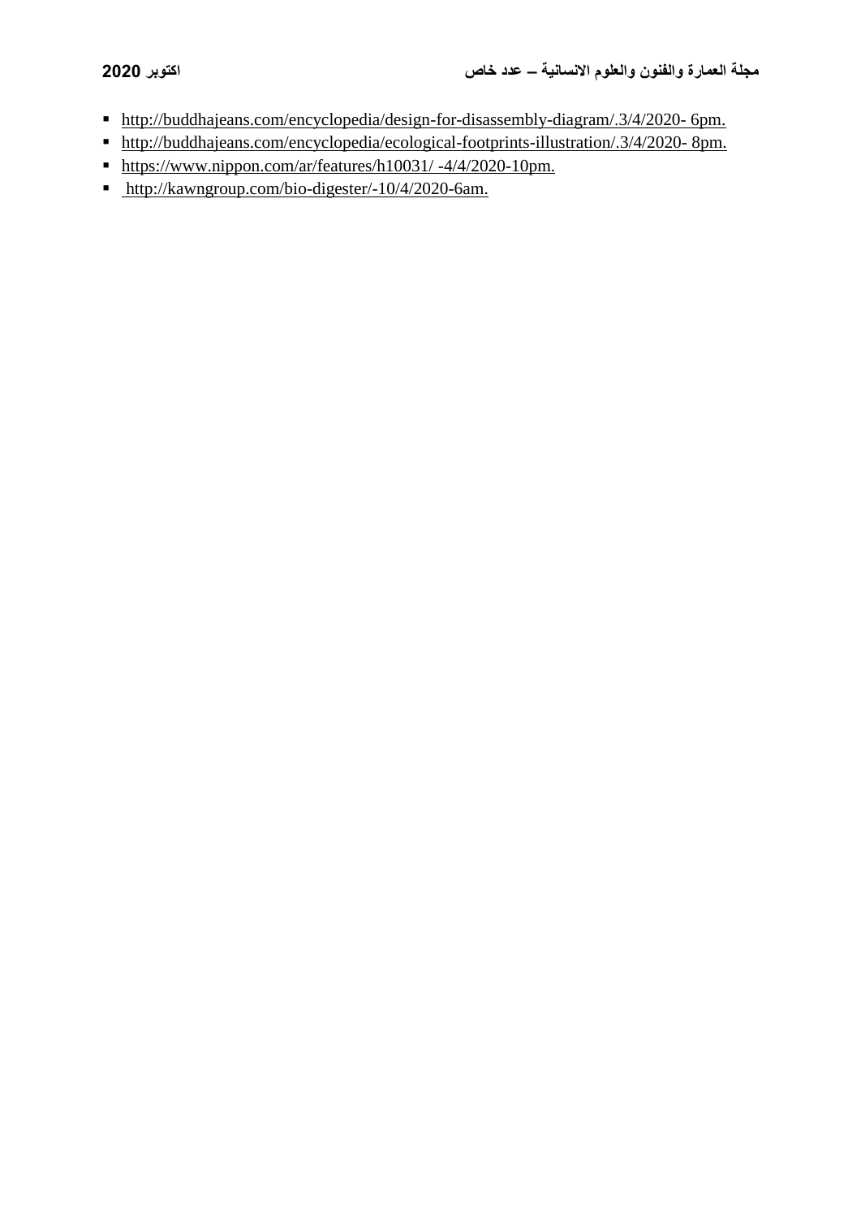- http://buddhajeans.com/encyclopedia/design-for-disassembly-diagram/.3/4/2020- 6pm.
- http://buddhajeans.com/encyclopedia/ecological-footprints-illustration/.3/4/2020- 8pm.
- https://www.nippon.com/ar/features/h10031/ -4/4/2020-10pm.
- http://kawngroup.com/bio-digester/-10/4/2020-6am.